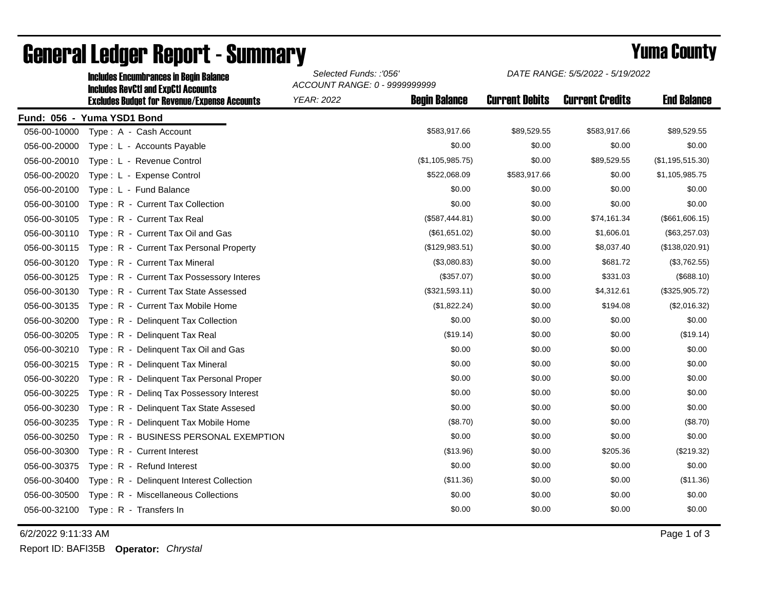# General Ledger Report - Summary

## Yuma County

Includes Encumbrances in Begin Balance
Includes RevCtl and ExpCtl Accounts
Excludes Budget for Revenue/Expense Accounts

*Selected Funds: :'056'*
*ACCOUNT RANGE: 0 - 9999999999*
*YEAR: 2022*

*DATE RANGE: 5/5/2022 - 5/19/2022*

**Fund: 056 - Yuma YSD1 Bond**

| Account | Description | Begin Balance | Current Debits | Current Credits | End Balance |
|---|---|---|---|---|---|
| 056-00-10000 | Type : A - Cash Account | $583,917.66 | $89,529.55 | $583,917.66 | $89,529.55 |
| 056-00-20000 | Type : L - Accounts Payable | $0.00 | $0.00 | $0.00 | $0.00 |
| 056-00-20010 | Type : L - Revenue Control | ($1,105,985.75) | $0.00 | $89,529.55 | ($1,195,515.30) |
| 056-00-20020 | Type : L - Expense Control | $522,068.09 | $583,917.66 | $0.00 | $1,105,985.75 |
| 056-00-20100 | Type : L - Fund Balance | $0.00 | $0.00 | $0.00 | $0.00 |
| 056-00-30100 | Type : R - Current Tax Collection | $0.00 | $0.00 | $0.00 | $0.00 |
| 056-00-30105 | Type : R - Current Tax Real | ($587,444.81) | $0.00 | $74,161.34 | ($661,606.15) |
| 056-00-30110 | Type : R - Current Tax Oil and Gas | ($61,651.02) | $0.00 | $1,606.01 | ($63,257.03) |
| 056-00-30115 | Type : R - Current Tax Personal Property | ($129,983.51) | $0.00 | $8,037.40 | ($138,020.91) |
| 056-00-30120 | Type : R - Current Tax Mineral | ($3,080.83) | $0.00 | $681.72 | ($3,762.55) |
| 056-00-30125 | Type : R - Current Tax Possessory Interes | ($357.07) | $0.00 | $331.03 | ($688.10) |
| 056-00-30130 | Type : R - Current Tax State Assessed | ($321,593.11) | $0.00 | $4,312.61 | ($325,905.72) |
| 056-00-30135 | Type : R - Current Tax Mobile Home | ($1,822.24) | $0.00 | $194.08 | ($2,016.32) |
| 056-00-30200 | Type : R - Delinquent Tax Collection | $0.00 | $0.00 | $0.00 | $0.00 |
| 056-00-30205 | Type : R - Delinquent Tax Real | ($19.14) | $0.00 | $0.00 | ($19.14) |
| 056-00-30210 | Type : R - Delinquent Tax Oil and Gas | $0.00 | $0.00 | $0.00 | $0.00 |
| 056-00-30215 | Type : R - Delinquent Tax Mineral | $0.00 | $0.00 | $0.00 | $0.00 |
| 056-00-30220 | Type : R - Delinquent Tax Personal Proper | $0.00 | $0.00 | $0.00 | $0.00 |
| 056-00-30225 | Type : R - Delinq Tax Possessory Interest | $0.00 | $0.00 | $0.00 | $0.00 |
| 056-00-30230 | Type : R - Delinquent Tax State Assesed | $0.00 | $0.00 | $0.00 | $0.00 |
| 056-00-30235 | Type : R - Delinquent Tax Mobile Home | ($8.70) | $0.00 | $0.00 | ($8.70) |
| 056-00-30250 | Type : R - BUSINESS PERSONAL EXEMPTION | $0.00 | $0.00 | $0.00 | $0.00 |
| 056-00-30300 | Type : R - Current Interest | ($13.96) | $0.00 | $205.36 | ($219.32) |
| 056-00-30375 | Type : R - Refund Interest | $0.00 | $0.00 | $0.00 | $0.00 |
| 056-00-30400 | Type : R - Delinquent Interest Collection | ($11.36) | $0.00 | $0.00 | ($11.36) |
| 056-00-30500 | Type : R - Miscellaneous Collections | $0.00 | $0.00 | $0.00 | $0.00 |
| 056-00-32100 | Type : R - Transfers In | $0.00 | $0.00 | $0.00 | $0.00 |

6/2/2022 9:11:33 AM

Report ID: BAFI35B **Operator:** *Chrystal*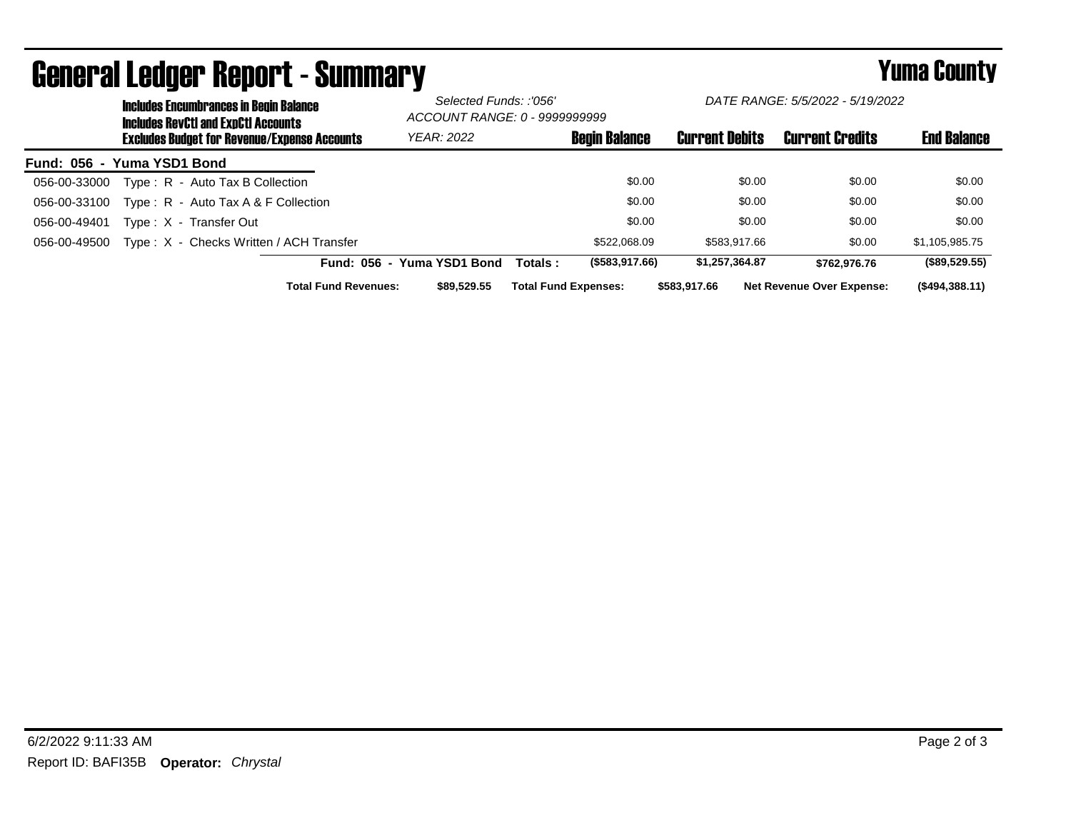# General Ledger Report - Summary

## Yuma County

**Includes Encumbrances in Begin Balance**
**Includes RevCtl and ExpCtl Accounts**
**Excludes Budget for Revenue/Expense Accounts**

*Selected Funds: :'056'*
*ACCOUNT RANGE: 0 - 9999999999*
*YEAR: 2022*

*DATE RANGE: 5/5/2022 - 5/19/2022*

**Fund: 056 - Yuma YSD1 Bond**

| Account | Description | Begin Balance | Current Debits | Current Credits | End Balance |
|---|---|---|---|---|---|
| 056-00-33000 | Type : R - Auto Tax B Collection | $0.00 | $0.00 | $0.00 | $0.00 |
| 056-00-33100 | Type : R - Auto Tax A & F Collection | $0.00 | $0.00 | $0.00 | $0.00 |
| 056-00-49401 | Type : X - Transfer Out | $0.00 | $0.00 | $0.00 | $0.00 |
| 056-00-49500 | Type : X - Checks Written / ACH Transfer | $522,068.09 | $583,917.66 | $0.00 | $1,105,985.75 |
| | **Fund: 056 - Yuma YSD1 Bond Totals :** | **($583,917.66)** | **$1,257,364.87** | **$762,976.76** | **($89,529.55)** |

**Total Fund Revenues:** $89,529.55 **Total Fund Expenses:** $583,917.66 **Net Revenue Over Expense:** ($494,388.11)

6/2/2022 9:11:33 AM

Report ID: BAFI35B **Operator:** *Chrystal*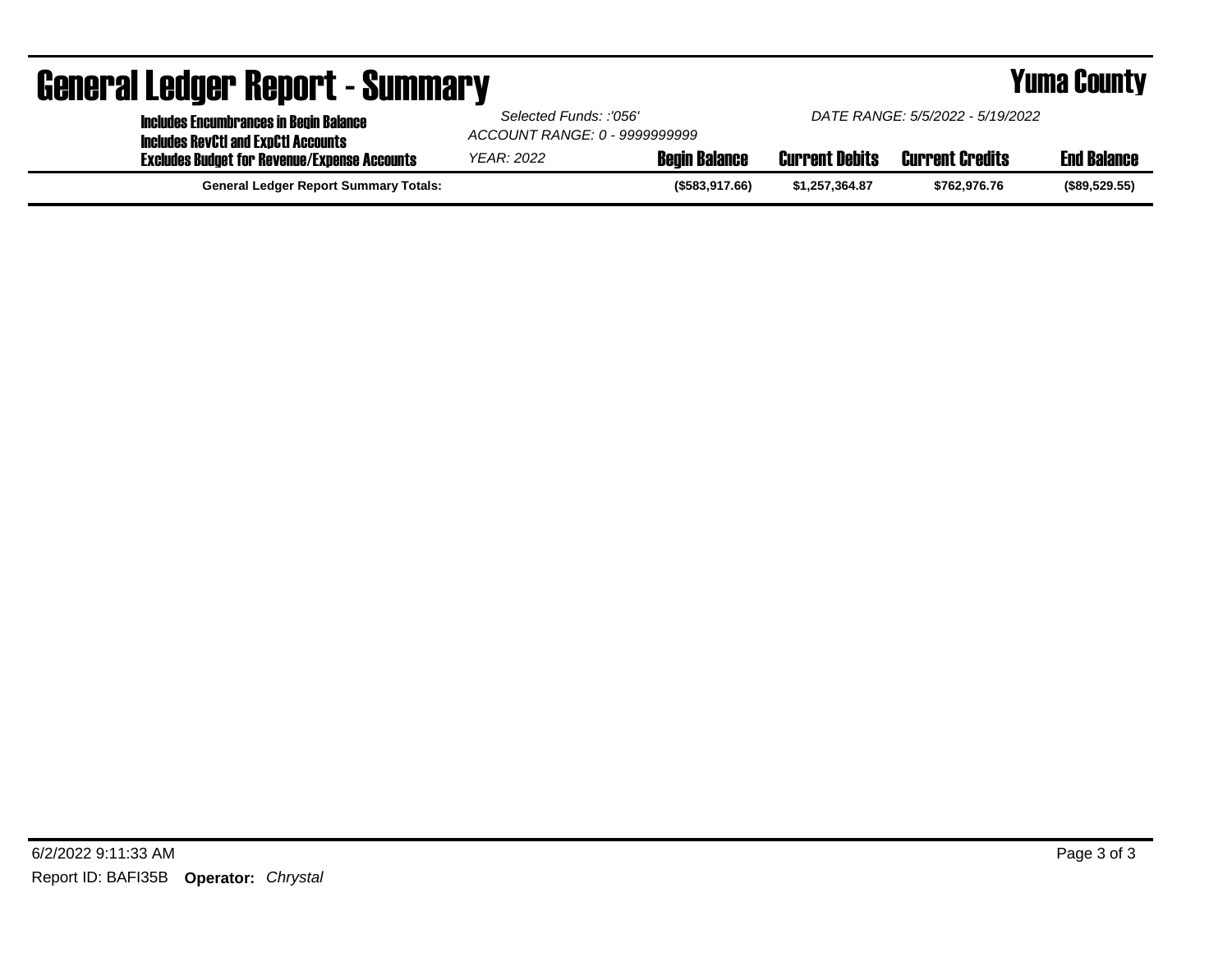# General Ledger Report - Summary

## Yuma County

**Includes Encumbrances in Begin Balance**
**Includes RevCtl and ExpCtl Accounts**
**Excludes Budget for Revenue/Expense Accounts**

*Selected Funds: :'056'*
*ACCOUNT RANGE: 0 - 9999999999*
*YEAR: 2022*

*DATE RANGE: 5/5/2022 - 5/19/2022*

| | Begin Balance | Current Debits | Current Credits | End Balance |
|---|---|---|---|---|
| **General Ledger Report Summary Totals:** | **($583,917.66)** | **$1,257,364.87** | **$762,976.76** | **($89,529.55)** |

6/2/2022 9:11:33 AM

Report ID: BAFI35B **Operator:** *Chrystal*